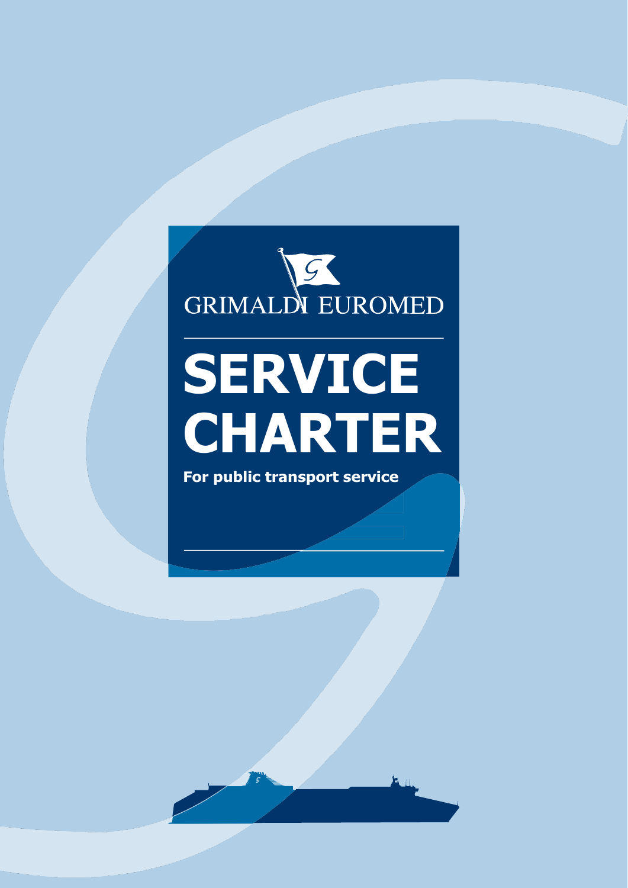GRIMALDI EUROMED

# SERVICE CHARTER

**For public transport service**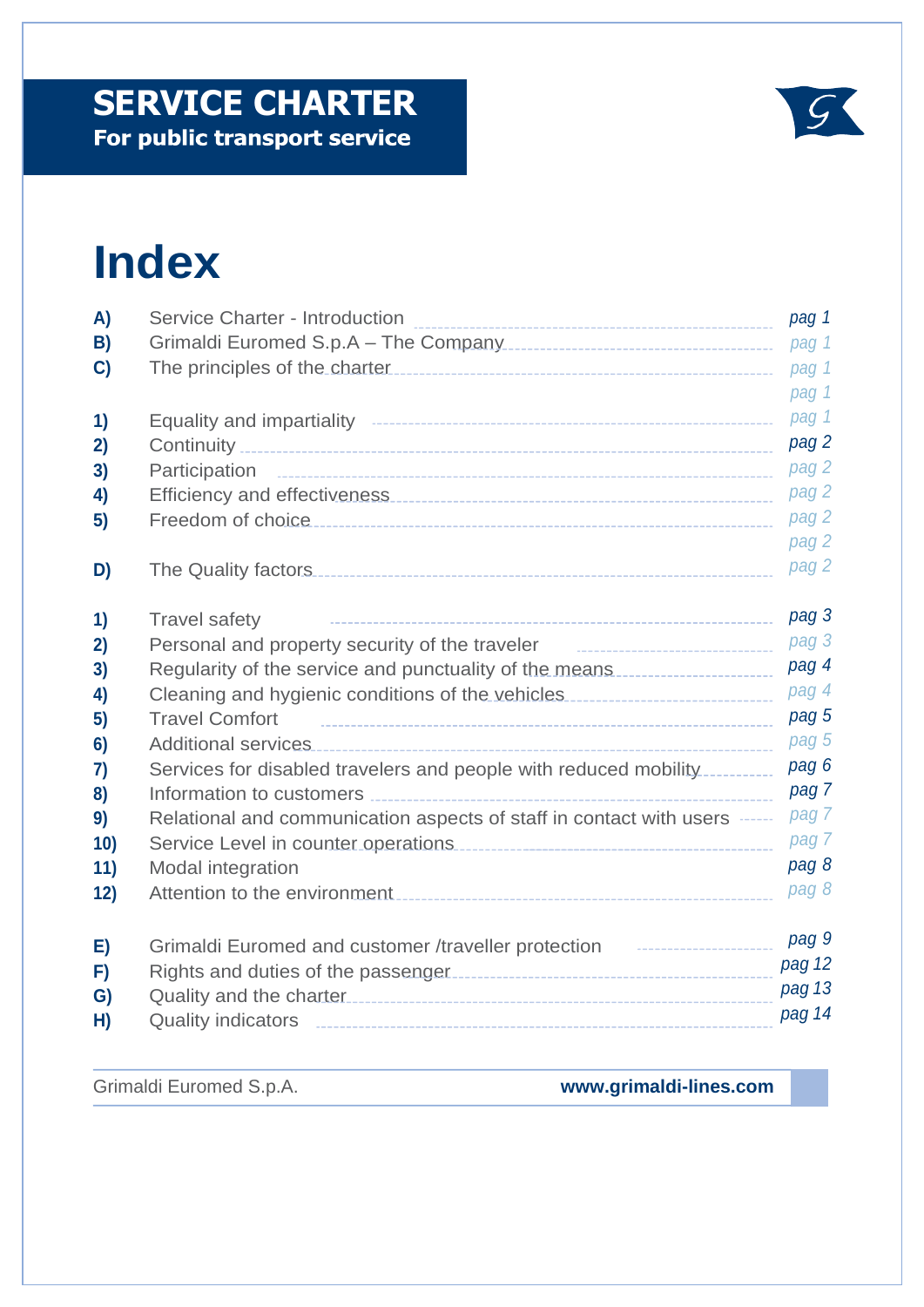# SERVICE CHARTER

**For public transport service**

# Index

| | | |
|---|---|---|
| **A)** | Service Charter - Introduction | *pag 1* |
| **B)** | Grimaldi Euromed S.p.A – The Company | *pag 1* |
| **C)** | The principles of the charter | *pag 1* |
| | | *pag 1* |
| **1)** | Equality and impartiality | *pag 1* |
| **2)** | Continuity | *pag 2* |
| **3)** | Participation | *pag 2* |
| **4)** | Efficiency and effectiveness | *pag 2* |
| **5)** | Freedom of choice | *pag 2* |
| | | *pag 2* |
| **D)** | The Quality factors | *pag 2* |
| **1)** | Travel safety | *pag 3* |
| **2)** | Personal and property security of the traveler | *pag 3* |
| **3)** | Regularity of the service and punctuality of the means | *pag 4* |
| **4)** | Cleaning and hygienic conditions of the vehicles | *pag 4* |
| **5)** | Travel Comfort | *pag 5* |
| **6)** | Additional services | *pag 5* |
| **7)** | Services for disabled travelers and people with reduced mobility | *pag 6* |
| **8)** | Information to customers | *pag 7* |
| **9)** | Relational and communication aspects of staff in contact with users | *pag 7* |
| **10)** | Service Level in counter operations | *pag 7* |
| **11)** | Modal integration | *pag 8* |
| **12)** | Attention to the environment | *pag 8* |
| **E)** | Grimaldi Euromed and customer /traveller protection | *pag 9* |
| **F)** | Rights and duties of the passenger | *pag 12* |
| **G)** | Quality and the charter | *pag 13* |
| **H)** | Quality indicators | *pag 14* |

Grimaldi Euromed S.p.A. **www.grimaldi-lines.com**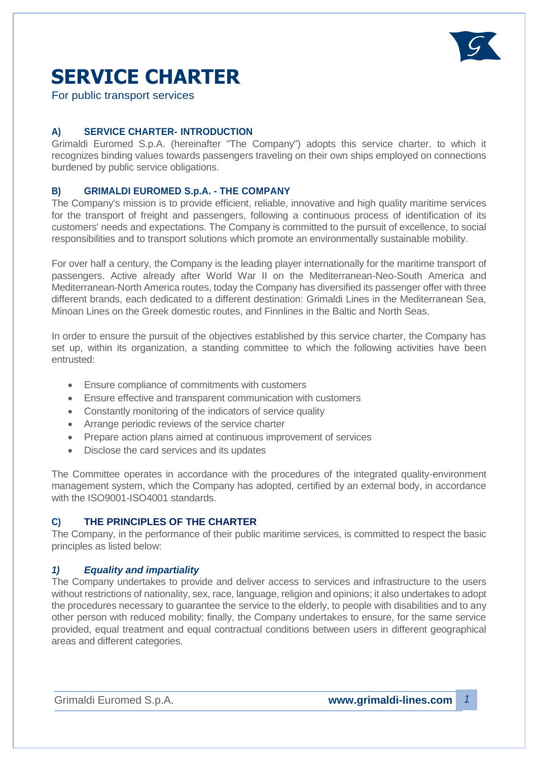# SERVICE CHARTER

For public transport services

## A) SERVICE CHARTER- INTRODUCTION

Grimaldi Euromed S.p.A. (hereinafter "The Company") adopts this service charter, to which it recognizes binding values towards passengers traveling on their own ships employed on connections burdened by public service obligations.

## B) GRIMALDI EUROMED S.p.A. - THE COMPANY

The Company's mission is to provide efficient, reliable, innovative and high quality maritime services for the transport of freight and passengers, following a continuous process of identification of its customers' needs and expectations. The Company is committed to the pursuit of excellence, to social responsibilities and to transport solutions which promote an environmentally sustainable mobility.

For over half a century, the Company is the leading player internationally for the maritime transport of passengers. Active already after World War II on the Mediterranean-Neo-South America and Mediterranean-North America routes, today the Company has diversified its passenger offer with three different brands, each dedicated to a different destination: Grimaldi Lines in the Mediterranean Sea, Minoan Lines on the Greek domestic routes, and Finnlines in the Baltic and North Seas.

In order to ensure the pursuit of the objectives established by this service charter, the Company has set up, within its organization, a standing committee to which the following activities have been entrusted:

- Ensure compliance of commitments with customers
- Ensure effective and transparent communication with customers
- Constantly monitoring of the indicators of service quality
- Arrange periodic reviews of the service charter
- Prepare action plans aimed at continuous improvement of services
- Disclose the card services and its updates

The Committee operates in accordance with the procedures of the integrated quality-environment management system, which the Company has adopted, certified by an external body, in accordance with the ISO9001-ISO4001 standards.

## C) THE PRINCIPLES OF THE CHARTER

The Company, in the performance of their public maritime services, is committed to respect the basic principles as listed below:

### *1) Equality and impartiality*

The Company undertakes to provide and deliver access to services and infrastructure to the users without restrictions of nationality, sex, race, language, religion and opinions; it also undertakes to adopt the procedures necessary to guarantee the service to the elderly, to people with disabilities and to any other person with reduced mobility; finally, the Company undertakes to ensure, for the same service provided, equal treatment and equal contractual conditions between users in different geographical areas and different categories.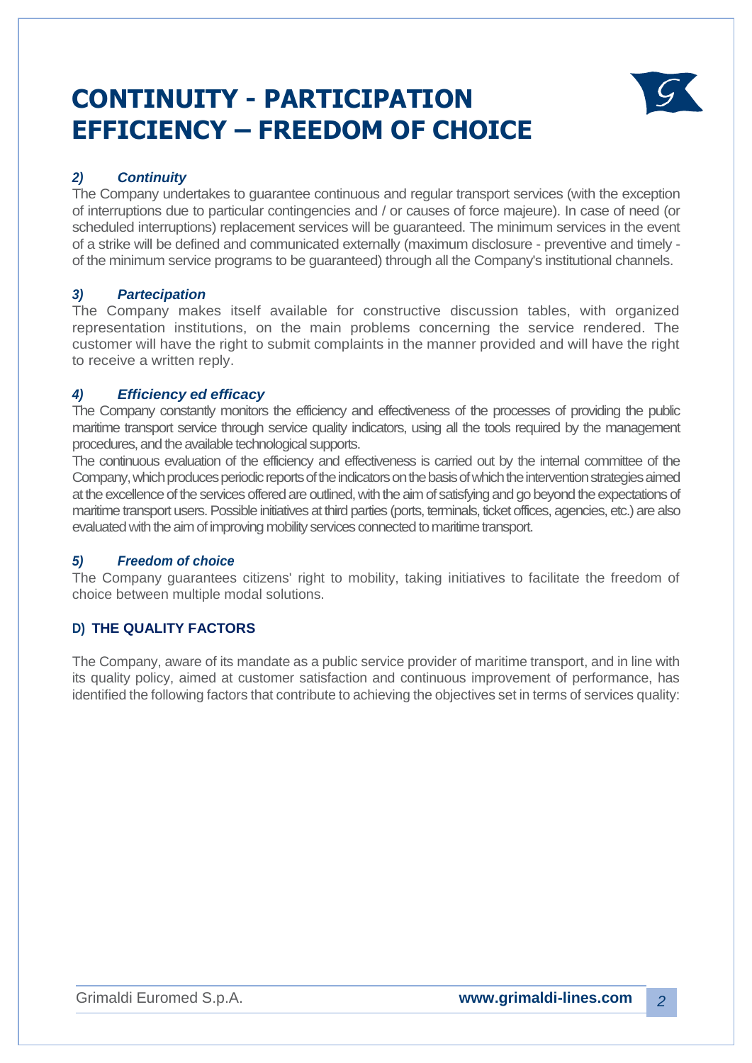# CONTINUITY - PARTICIPATION EFFICIENCY – FREEDOM OF CHOICE

### *2) Continuity*

The Company undertakes to guarantee continuous and regular transport services (with the exception of interruptions due to particular contingencies and / or causes of force majeure). In case of need (or scheduled interruptions) replacement services will be guaranteed. The minimum services in the event of a strike will be defined and communicated externally (maximum disclosure - preventive and timely - of the minimum service programs to be guaranteed) through all the Company's institutional channels.

### *3) Partecipation*

The Company makes itself available for constructive discussion tables, with organized representation institutions, on the main problems concerning the service rendered. The customer will have the right to submit complaints in the manner provided and will have the right to receive a written reply.

### *4) Efficiency ed efficacy*

The Company constantly monitors the efficiency and effectiveness of the processes of providing the public maritime transport service through service quality indicators, using all the tools required by the management procedures, and the available technological supports.

The continuous evaluation of the efficiency and effectiveness is carried out by the internal committee of the Company, which produces periodic reports of the indicators on the basis of which the intervention strategies aimed at the excellence of the services offered are outlined, with the aim of satisfying and go beyond the expectations of maritime transport users. Possible initiatives at third parties (ports, terminals, ticket offices, agencies, etc.) are also evaluated with the aim of improving mobility services connected to maritime transport.

### *5) Freedom of choice*

The Company guarantees citizens' right to mobility, taking initiatives to facilitate the freedom of choice between multiple modal solutions.

## D) THE QUALITY FACTORS

The Company, aware of its mandate as a public service provider of maritime transport, and in line with its quality policy, aimed at customer satisfaction and continuous improvement of performance, has identified the following factors that contribute to achieving the objectives set in terms of services quality: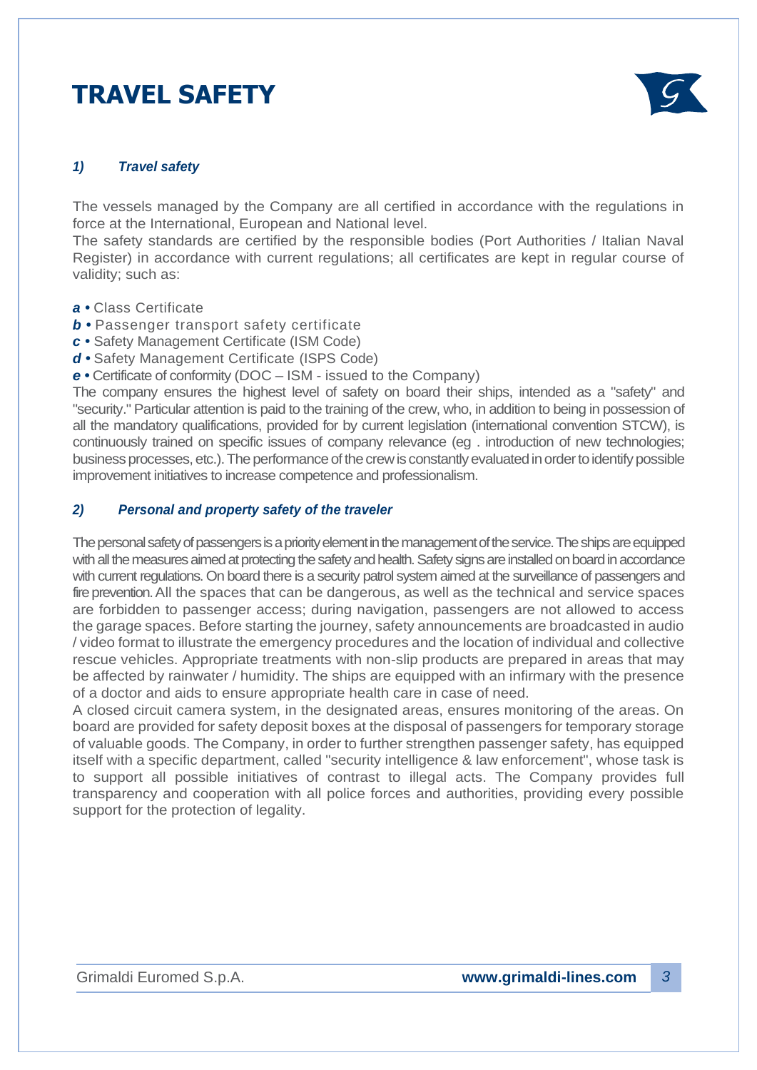# TRAVEL SAFETY

### *1) Travel safety*

The vessels managed by the Company are all certified in accordance with the regulations in force at the International, European and National level.
The safety standards are certified by the responsible bodies (Port Authorities / Italian Naval Register) in accordance with current regulations; all certificates are kept in regular course of validity; such as:

***a*** • Class Certificate
***b*** • Passenger transport safety certificate
***c*** • Safety Management Certificate (ISM Code)
***d*** • Safety Management Certificate (ISPS Code)
***e*** • Certificate of conformity (DOC – ISM - issued to the Company)
The company ensures the highest level of safety on board their ships, intended as a "safety" and "security." Particular attention is paid to the training of the crew, who, in addition to being in possession of all the mandatory qualifications, provided for by current legislation (international convention STCW), is continuously trained on specific issues of company relevance (eg . introduction of new technologies; business processes, etc.). The performance of the crew is constantly evaluated in order to identify possible improvement initiatives to increase competence and professionalism.

### *2) Personal and property safety of the traveler*

The personal safety of passengers is a priority element in the management of the service. The ships are equipped with all the measures aimed at protecting the safety and health. Safety signs are installed on board in accordance with current regulations. On board there is a security patrol system aimed at the surveillance of passengers and fire prevention. All the spaces that can be dangerous, as well as the technical and service spaces are forbidden to passenger access; during navigation, passengers are not allowed to access the garage spaces. Before starting the journey, safety announcements are broadcasted in audio / video format to illustrate the emergency procedures and the location of individual and collective rescue vehicles. Appropriate treatments with non-slip products are prepared in areas that may be affected by rainwater / humidity. The ships are equipped with an infirmary with the presence of a doctor and aids to ensure appropriate health care in case of need.
A closed circuit camera system, in the designated areas, ensures monitoring of the areas. On board are provided for safety deposit boxes at the disposal of passengers for temporary storage of valuable goods. The Company, in order to further strengthen passenger safety, has equipped itself with a specific department, called "security intelligence & law enforcement", whose task is to support all possible initiatives of contrast to illegal acts. The Company provides full transparency and cooperation with all police forces and authorities, providing every possible support for the protection of legality.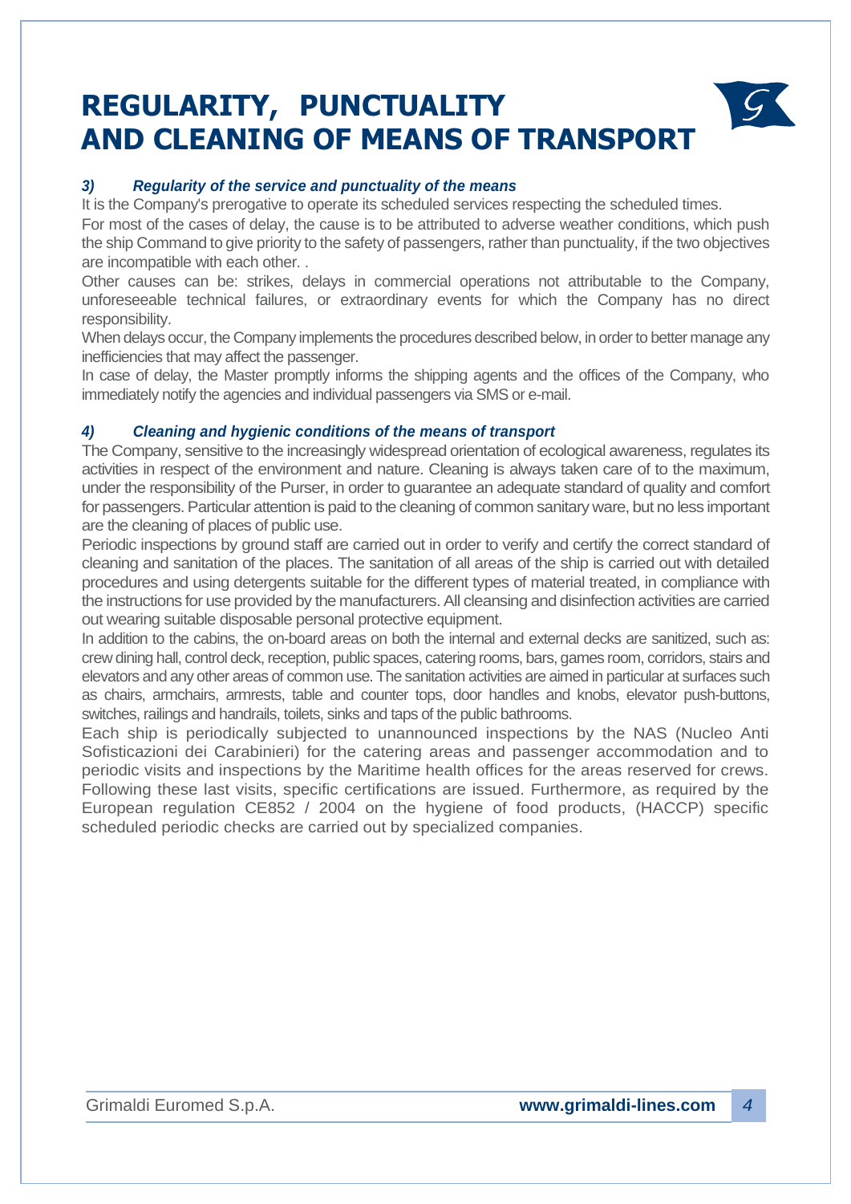# REGULARITY, PUNCTUALITY AND CLEANING OF MEANS OF TRANSPORT

### *3) Regularity of the service and punctuality of the means*

It is the Company's prerogative to operate its scheduled services respecting the scheduled times.

For most of the cases of delay, the cause is to be attributed to adverse weather conditions, which push the ship Command to give priority to the safety of passengers, rather than punctuality, if the two objectives are incompatible with each other. .

Other causes can be: strikes, delays in commercial operations not attributable to the Company, unforeseeable technical failures, or extraordinary events for which the Company has no direct responsibility.

When delays occur, the Company implements the procedures described below, in order to better manage any inefficiencies that may affect the passenger.

In case of delay, the Master promptly informs the shipping agents and the offices of the Company, who immediately notify the agencies and individual passengers via SMS or e-mail.

### *4) Cleaning and hygienic conditions of the means of transport*

The Company, sensitive to the increasingly widespread orientation of ecological awareness, regulates its activities in respect of the environment and nature. Cleaning is always taken care of to the maximum, under the responsibility of the Purser, in order to guarantee an adequate standard of quality and comfort for passengers. Particular attention is paid to the cleaning of common sanitary ware, but no less important are the cleaning of places of public use.

Periodic inspections by ground staff are carried out in order to verify and certify the correct standard of cleaning and sanitation of the places. The sanitation of all areas of the ship is carried out with detailed procedures and using detergents suitable for the different types of material treated, in compliance with the instructions for use provided by the manufacturers. All cleansing and disinfection activities are carried out wearing suitable disposable personal protective equipment.

In addition to the cabins, the on-board areas on both the internal and external decks are sanitized, such as: crew dining hall, control deck, reception, public spaces, catering rooms, bars, games room, corridors, stairs and elevators and any other areas of common use. The sanitation activities are aimed in particular at surfaces such as chairs, armchairs, armrests, table and counter tops, door handles and knobs, elevator push-buttons, switches, railings and handrails, toilets, sinks and taps of the public bathrooms.

Each ship is periodically subjected to unannounced inspections by the NAS (Nucleo Anti Sofisticazioni dei Carabinieri) for the catering areas and passenger accommodation and to periodic visits and inspections by the Maritime health offices for the areas reserved for crews. Following these last visits, specific certifications are issued. Furthermore, as required by the European regulation CE852 / 2004 on the hygiene of food products, (HACCP) specific scheduled periodic checks are carried out by specialized companies.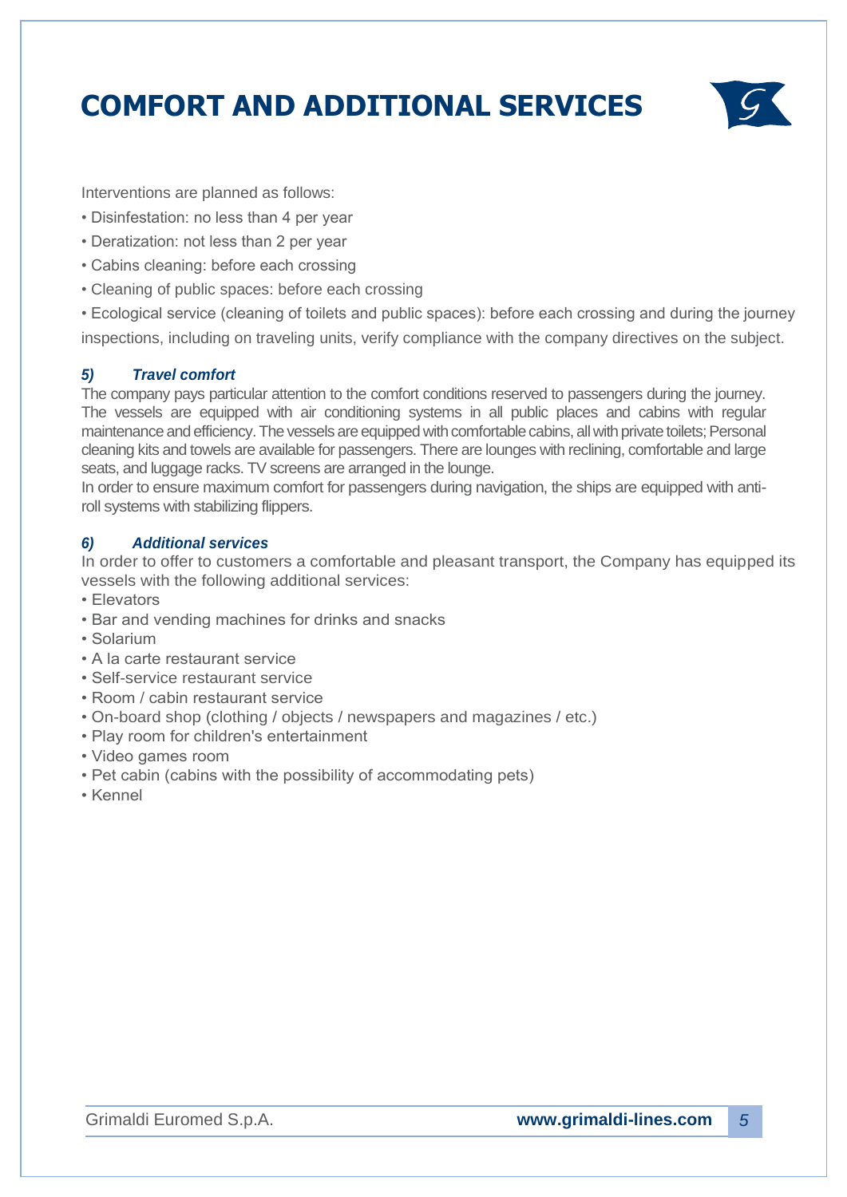# COMFORT AND ADDITIONAL SERVICES

Interventions are planned as follows:

- Disinfestation: no less than 4 per year
- Deratization: not less than 2 per year
- Cabins cleaning: before each crossing
- Cleaning of public spaces: before each crossing
- Ecological service (cleaning of toilets and public spaces): before each crossing and during the journey

inspections, including on traveling units, verify compliance with the company directives on the subject.

### *5) Travel comfort*

The company pays particular attention to the comfort conditions reserved to passengers during the journey. The vessels are equipped with air conditioning systems in all public places and cabins with regular maintenance and efficiency. The vessels are equipped with comfortable cabins, all with private toilets; Personal cleaning kits and towels are available for passengers. There are lounges with reclining, comfortable and large seats, and luggage racks. TV screens are arranged in the lounge.

In order to ensure maximum comfort for passengers during navigation, the ships are equipped with anti-roll systems with stabilizing flippers.

### *6) Additional services*

In order to offer to customers a comfortable and pleasant transport, the Company has equipped its vessels with the following additional services:

- Elevators
- Bar and vending machines for drinks and snacks
- Solarium
- A la carte restaurant service
- Self-service restaurant service
- Room / cabin restaurant service
- On-board shop (clothing / objects / newspapers and magazines / etc.)
- Play room for children's entertainment
- Video games room
- Pet cabin (cabins with the possibility of accommodating pets)
- Kennel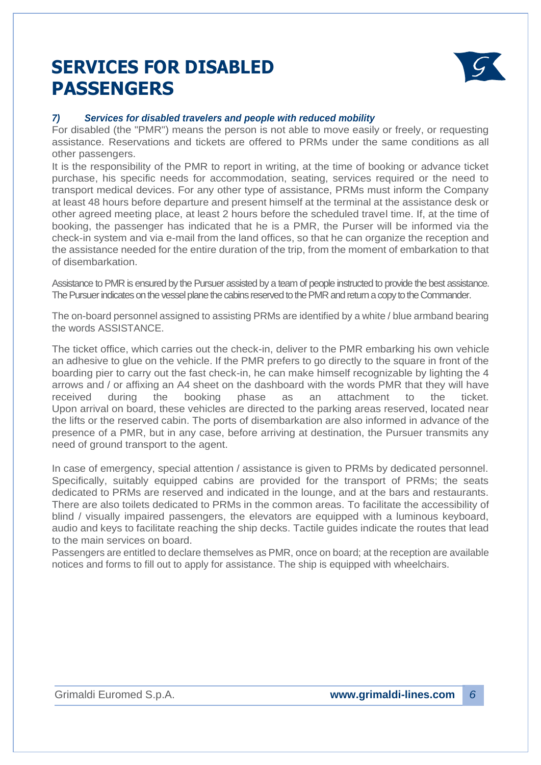# SERVICES FOR DISABLED PASSENGERS

### *7) Services for disabled travelers and people with reduced mobility*

For disabled (the "PMR") means the person is not able to move easily or freely, or requesting assistance. Reservations and tickets are offered to PRMs under the same conditions as all other passengers.

It is the responsibility of the PMR to report in writing, at the time of booking or advance ticket purchase, his specific needs for accommodation, seating, services required or the need to transport medical devices. For any other type of assistance, PRMs must inform the Company at least 48 hours before departure and present himself at the terminal at the assistance desk or other agreed meeting place, at least 2 hours before the scheduled travel time. If, at the time of booking, the passenger has indicated that he is a PMR, the Purser will be informed via the check-in system and via e-mail from the land offices, so that he can organize the reception and the assistance needed for the entire duration of the trip, from the moment of embarkation to that of disembarkation.

Assistance to PMR is ensured by the Pursuer assisted by a team of people instructed to provide the best assistance. The Pursuer indicates on the vessel plane the cabins reserved to the PMR and return a copy to the Commander.

The on-board personnel assigned to assisting PRMs are identified by a white / blue armband bearing the words ASSISTANCE.

The ticket office, which carries out the check-in, deliver to the PMR embarking his own vehicle an adhesive to glue on the vehicle. If the PMR prefers to go directly to the square in front of the boarding pier to carry out the fast check-in, he can make himself recognizable by lighting the 4 arrows and / or affixing an A4 sheet on the dashboard with the words PMR that they will have received during the booking phase as an attachment to the ticket.
Upon arrival on board, these vehicles are directed to the parking areas reserved, located near the lifts or the reserved cabin. The ports of disembarkation are also informed in advance of the presence of a PMR, but in any case, before arriving at destination, the Pursuer transmits any need of ground transport to the agent.

In case of emergency, special attention / assistance is given to PRMs by dedicated personnel. Specifically, suitably equipped cabins are provided for the transport of PRMs; the seats dedicated to PRMs are reserved and indicated in the lounge, and at the bars and restaurants. There are also toilets dedicated to PRMs in the common areas. To facilitate the accessibility of blind / visually impaired passengers, the elevators are equipped with a luminous keyboard, audio and keys to facilitate reaching the ship decks. Tactile guides indicate the routes that lead to the main services on board.

Passengers are entitled to declare themselves as PMR, once on board; at the reception are available notices and forms to fill out to apply for assistance. The ship is equipped with wheelchairs.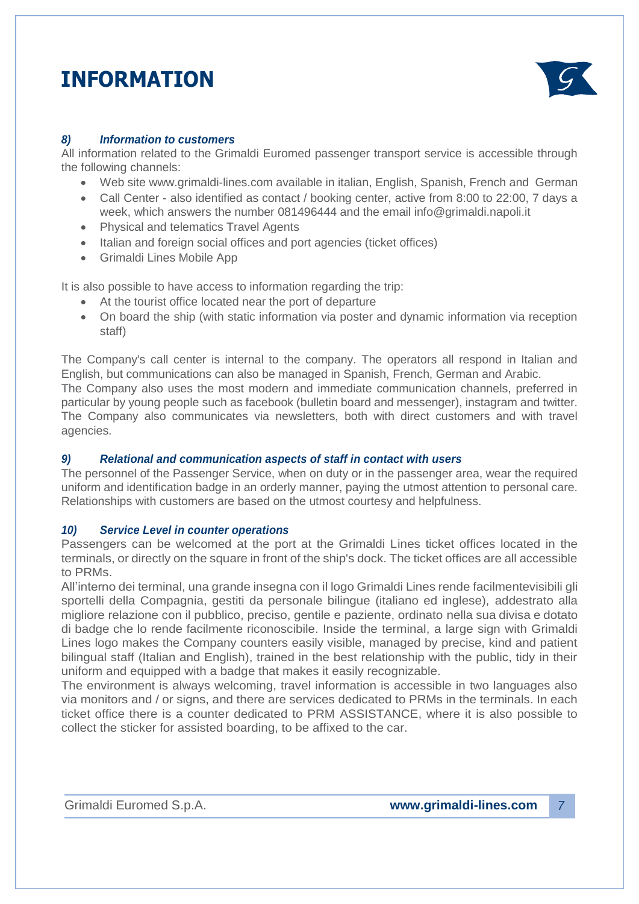# INFORMATION

### *8) Information to customers*

All information related to the Grimaldi Euromed passenger transport service is accessible through the following channels:

- Web site www.grimaldi-lines.com available in italian, English, Spanish, French and German
- Call Center - also identified as contact / booking center, active from 8:00 to 22:00, 7 days a week, which answers the number 081496444 and the email info@grimaldi.napoli.it
- Physical and telematics Travel Agents
- Italian and foreign social offices and port agencies (ticket offices)
- Grimaldi Lines Mobile App

It is also possible to have access to information regarding the trip:

- At the tourist office located near the port of departure
- On board the ship (with static information via poster and dynamic information via reception staff)

The Company's call center is internal to the company. The operators all respond in Italian and English, but communications can also be managed in Spanish, French, German and Arabic.
The Company also uses the most modern and immediate communication channels, preferred in particular by young people such as facebook (bulletin board and messenger), instagram and twitter. The Company also communicates via newsletters, both with direct customers and with travel agencies.

### *9) Relational and communication aspects of staff in contact with users*

The personnel of the Passenger Service, when on duty or in the passenger area, wear the required uniform and identification badge in an orderly manner, paying the utmost attention to personal care. Relationships with customers are based on the utmost courtesy and helpfulness.

### *10) Service Level in counter operations*

Passengers can be welcomed at the port at the Grimaldi Lines ticket offices located in the terminals, or directly on the square in front of the ship's dock. The ticket offices are all accessible to PRMs.
All'interno dei terminal, una grande insegna con il logo Grimaldi Lines rende facilmentevisibili gli sportelli della Compagnia, gestiti da personale bilingue (italiano ed inglese), addestrato alla migliore relazione con il pubblico, preciso, gentile e paziente, ordinato nella sua divisa e dotato di badge che lo rende facilmente riconoscibile. Inside the terminal, a large sign with Grimaldi Lines logo makes the Company counters easily visible, managed by precise, kind and patient bilingual staff (Italian and English), trained in the best relationship with the public, tidy in their uniform and equipped with a badge that makes it easily recognizable.
The environment is always welcoming, travel information is accessible in two languages also via monitors and / or signs, and there are services dedicated to PRMs in the terminals. In each ticket office there is a counter dedicated to PRM ASSISTANCE, where it is also possible to collect the sticker for assisted boarding, to be affixed to the car.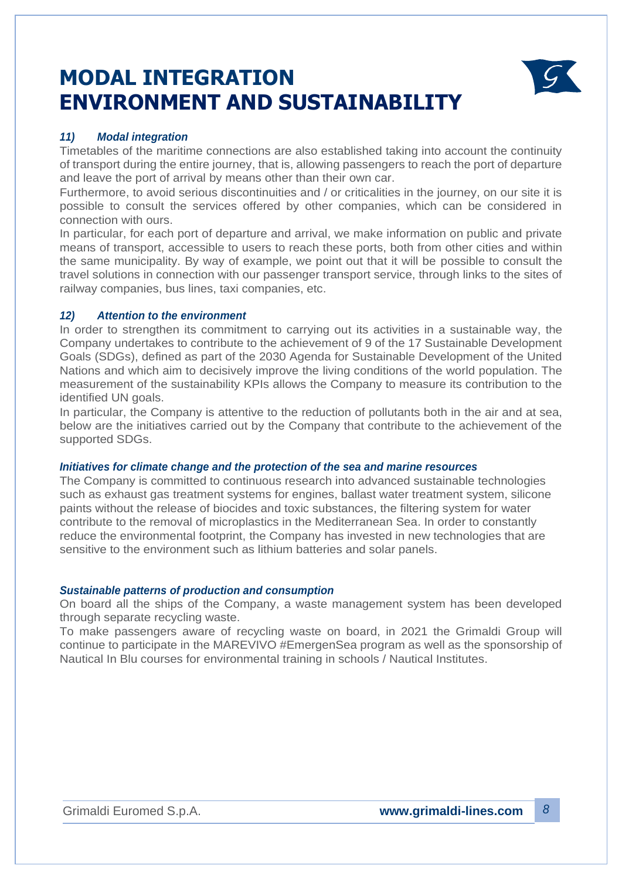# MODAL INTEGRATION
# ENVIRONMENT AND SUSTAINABILITY

### *11) Modal integration*

Timetables of the maritime connections are also established taking into account the continuity of transport during the entire journey, that is, allowing passengers to reach the port of departure and leave the port of arrival by means other than their own car.

Furthermore, to avoid serious discontinuities and / or criticalities in the journey, on our site it is possible to consult the services offered by other companies, which can be considered in connection with ours.

In particular, for each port of departure and arrival, we make information on public and private means of transport, accessible to users to reach these ports, both from other cities and within the same municipality. By way of example, we point out that it will be possible to consult the travel solutions in connection with our passenger transport service, through links to the sites of railway companies, bus lines, taxi companies, etc.

### *12) Attention to the environment*

In order to strengthen its commitment to carrying out its activities in a sustainable way, the Company undertakes to contribute to the achievement of 9 of the 17 Sustainable Development Goals (SDGs), defined as part of the 2030 Agenda for Sustainable Development of the United Nations and which aim to decisively improve the living conditions of the world population. The measurement of the sustainability KPIs allows the Company to measure its contribution to the identified UN goals.

In particular, the Company is attentive to the reduction of pollutants both in the air and at sea, below are the initiatives carried out by the Company that contribute to the achievement of the supported SDGs.

#### *Initiatives for climate change and the protection of the sea and marine resources*

The Company is committed to continuous research into advanced sustainable technologies such as exhaust gas treatment systems for engines, ballast water treatment system, silicone paints without the release of biocides and toxic substances, the filtering system for water contribute to the removal of microplastics in the Mediterranean Sea. In order to constantly reduce the environmental footprint, the Company has invested in new technologies that are sensitive to the environment such as lithium batteries and solar panels.

#### *Sustainable patterns of production and consumption*

On board all the ships of the Company, a waste management system has been developed through separate recycling waste.

To make passengers aware of recycling waste on board, in 2021 the Grimaldi Group will continue to participate in the MAREVIVO #EmergenSea program as well as the sponsorship of Nautical In Blu courses for environmental training in schools / Nautical Institutes.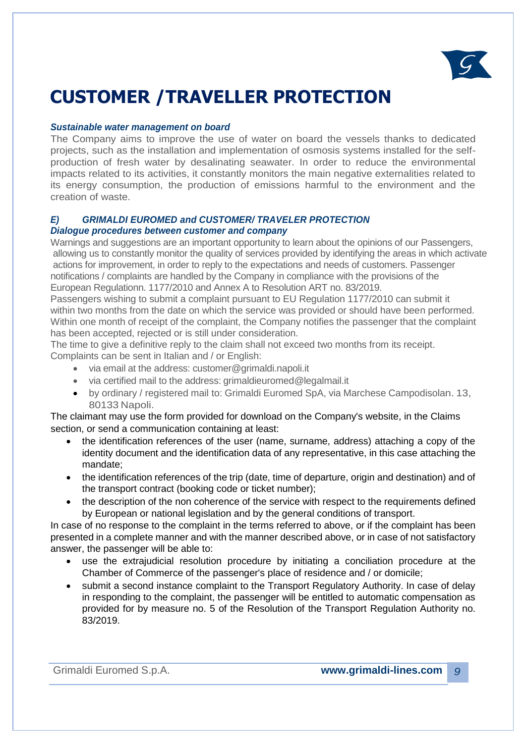# CUSTOMER /TRAVELLER PROTECTION

***Sustainable water management on board***

The Company aims to improve the use of water on board the vessels thanks to dedicated projects, such as the installation and implementation of osmosis systems installed for the self-production of fresh water by desalinating seawater. In order to reduce the environmental impacts related to its activities, it constantly monitors the main negative externalities related to its energy consumption, the production of emissions harmful to the environment and the creation of waste.

***E) GRIMALDI EUROMED and CUSTOMER/ TRAVELER PROTECTION***

***Dialogue procedures between customer and company***

Warnings and suggestions are an important opportunity to learn about the opinions of our Passengers, allowing us to constantly monitor the quality of services provided by identifying the areas in which activate actions for improvement, in order to reply to the expectations and needs of customers. Passenger notifications / complaints are handled by the Company in compliance with the provisions of the European Regulationn. 1177/2010 and Annex A to Resolution ART no. 83/2019.

Passengers wishing to submit a complaint pursuant to EU Regulation 1177/2010 can submit it within two months from the date on which the service was provided or should have been performed. Within one month of receipt of the complaint, the Company notifies the passenger that the complaint has been accepted, rejected or is still under consideration.

The time to give a definitive reply to the claim shall not exceed two months from its receipt.

Complaints can be sent in Italian and / or English:

- via email at the address: customer@grimaldi.napoli.it
- via certified mail to the address: grimaldieuromed@legalmail.it
- by ordinary / registered mail to: Grimaldi Euromed SpA, via Marchese Campodisolan. 13, 80133 Napoli.

The claimant may use the form provided for download on the Company's website, in the Claims section, or send a communication containing at least:

- the identification references of the user (name, surname, address) attaching a copy of the identity document and the identification data of any representative, in this case attaching the mandate;
- the identification references of the trip (date, time of departure, origin and destination) and of the transport contract (booking code or ticket number);
- the description of the non coherence of the service with respect to the requirements defined by European or national legislation and by the general conditions of transport.

In case of no response to the complaint in the terms referred to above, or if the complaint has been presented in a complete manner and with the manner described above, or in case of not satisfactory answer, the passenger will be able to:

- use the extrajudicial resolution procedure by initiating a conciliation procedure at the Chamber of Commerce of the passenger's place of residence and / or domicile;
- submit a second instance complaint to the Transport Regulatory Authority. In case of delay in responding to the complaint, the passenger will be entitled to automatic compensation as provided for by measure no. 5 of the Resolution of the Transport Regulation Authority no. 83/2019.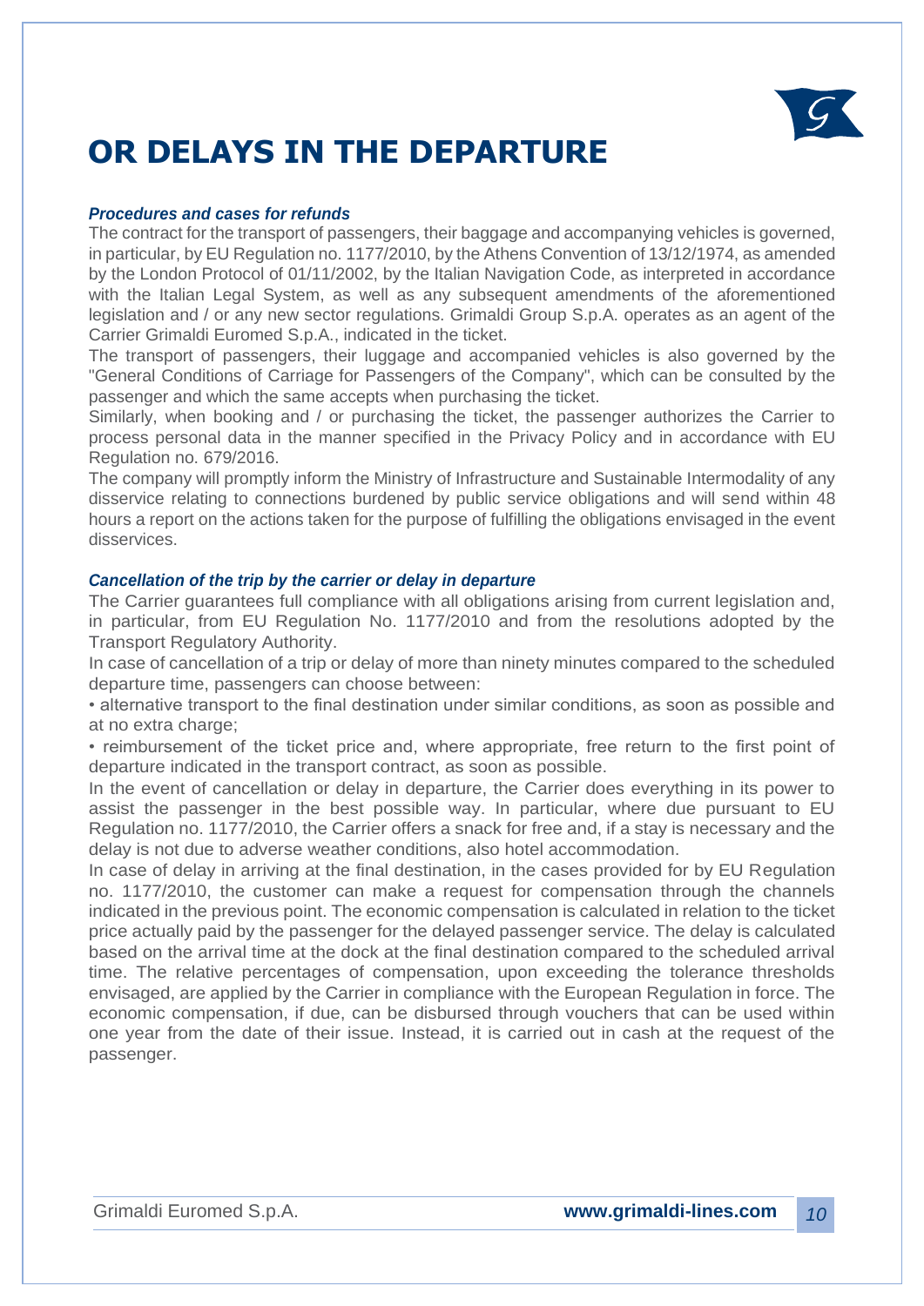# OR DELAYS IN THE DEPARTURE

***Procedures and cases for refunds***

The contract for the transport of passengers, their baggage and accompanying vehicles is governed, in particular, by EU Regulation no. 1177/2010, by the Athens Convention of 13/12/1974, as amended by the London Protocol of 01/11/2002, by the Italian Navigation Code, as interpreted in accordance with the Italian Legal System, as well as any subsequent amendments of the aforementioned legislation and / or any new sector regulations. Grimaldi Group S.p.A. operates as an agent of the Carrier Grimaldi Euromed S.p.A., indicated in the ticket.

The transport of passengers, their luggage and accompanied vehicles is also governed by the "General Conditions of Carriage for Passengers of the Company", which can be consulted by the passenger and which the same accepts when purchasing the ticket.

Similarly, when booking and / or purchasing the ticket, the passenger authorizes the Carrier to process personal data in the manner specified in the Privacy Policy and in accordance with EU Regulation no. 679/2016.

The company will promptly inform the Ministry of Infrastructure and Sustainable Intermodality of any disservice relating to connections burdened by public service obligations and will send within 48 hours a report on the actions taken for the purpose of fulfilling the obligations envisaged in the event disservices.

***Cancellation of the trip by the carrier or delay in departure***

The Carrier guarantees full compliance with all obligations arising from current legislation and, in particular, from EU Regulation No. 1177/2010 and from the resolutions adopted by the Transport Regulatory Authority.

In case of cancellation of a trip or delay of more than ninety minutes compared to the scheduled departure time, passengers can choose between:

- alternative transport to the final destination under similar conditions, as soon as possible and at no extra charge;
- reimbursement of the ticket price and, where appropriate, free return to the first point of departure indicated in the transport contract, as soon as possible.

In the event of cancellation or delay in departure, the Carrier does everything in its power to assist the passenger in the best possible way. In particular, where due pursuant to EU Regulation no. 1177/2010, the Carrier offers a snack for free and, if a stay is necessary and the delay is not due to adverse weather conditions, also hotel accommodation.

In case of delay in arriving at the final destination, in the cases provided for by EU Regulation no. 1177/2010, the customer can make a request for compensation through the channels indicated in the previous point. The economic compensation is calculated in relation to the ticket price actually paid by the passenger for the delayed passenger service. The delay is calculated based on the arrival time at the dock at the final destination compared to the scheduled arrival time. The relative percentages of compensation, upon exceeding the tolerance thresholds envisaged, are applied by the Carrier in compliance with the European Regulation in force. The economic compensation, if due, can be disbursed through vouchers that can be used within one year from the date of their issue. Instead, it is carried out in cash at the request of the passenger.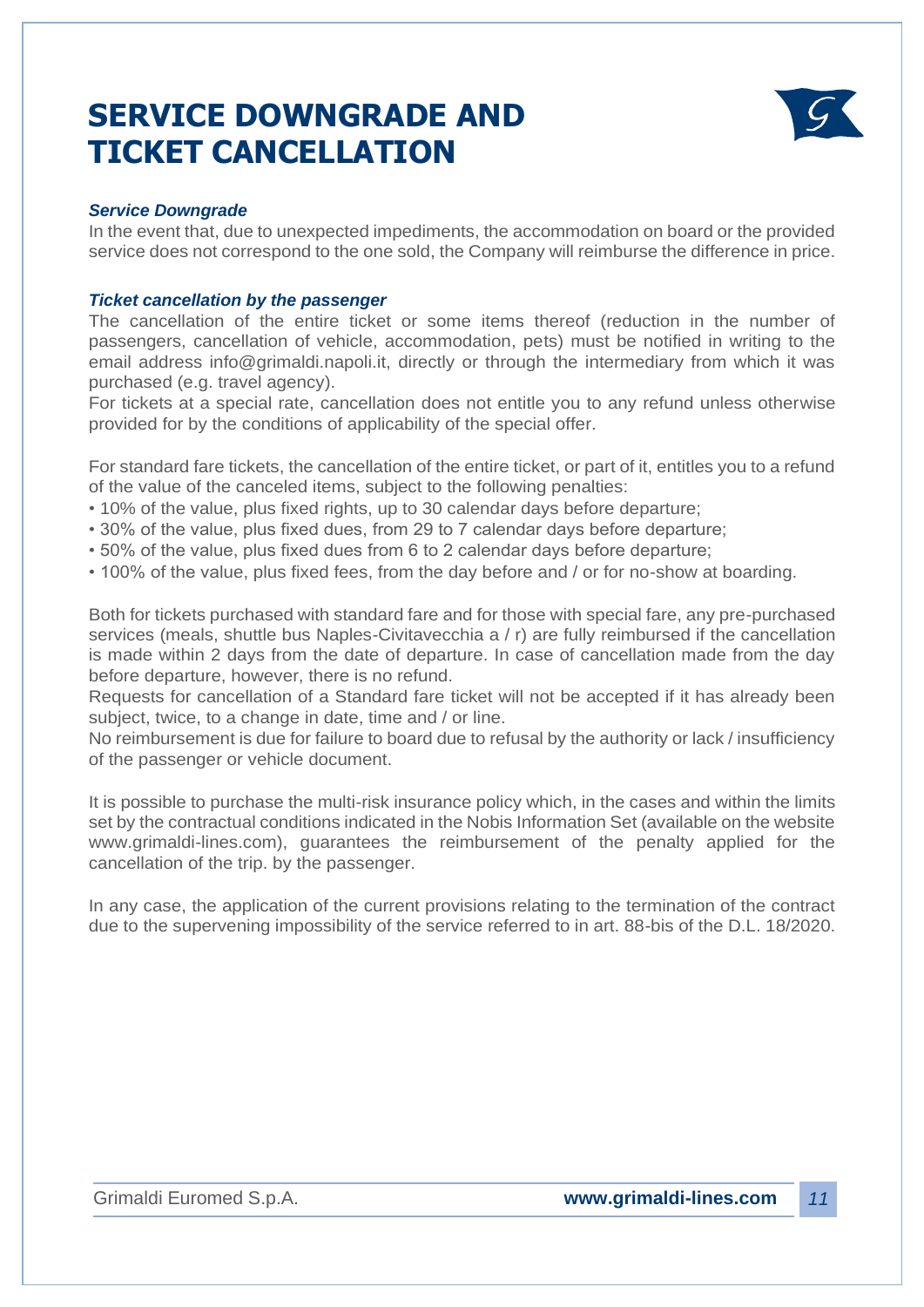# SERVICE DOWNGRADE AND TICKET CANCELLATION

***Service Downgrade***

In the event that, due to unexpected impediments, the accommodation on board or the provided service does not correspond to the one sold, the Company will reimburse the difference in price.

***Ticket cancellation by the passenger***

The cancellation of the entire ticket or some items thereof (reduction in the number of passengers, cancellation of vehicle, accommodation, pets) must be notified in writing to the email address info@grimaldi.napoli.it, directly or through the intermediary from which it was purchased (e.g. travel agency).

For tickets at a special rate, cancellation does not entitle you to any refund unless otherwise provided for by the conditions of applicability of the special offer.

For standard fare tickets, the cancellation of the entire ticket, or part of it, entitles you to a refund of the value of the canceled items, subject to the following penalties:

- 10% of the value, plus fixed rights, up to 30 calendar days before departure;
- 30% of the value, plus fixed dues, from 29 to 7 calendar days before departure;
- 50% of the value, plus fixed dues from 6 to 2 calendar days before departure;
- 100% of the value, plus fixed fees, from the day before and / or for no-show at boarding.

Both for tickets purchased with standard fare and for those with special fare, any pre-purchased services (meals, shuttle bus Naples-Civitavecchia a / r) are fully reimbursed if the cancellation is made within 2 days from the date of departure. In case of cancellation made from the day before departure, however, there is no refund.

Requests for cancellation of a Standard fare ticket will not be accepted if it has already been subject, twice, to a change in date, time and / or line.

No reimbursement is due for failure to board due to refusal by the authority or lack / insufficiency of the passenger or vehicle document.

It is possible to purchase the multi-risk insurance policy which, in the cases and within the limits set by the contractual conditions indicated in the Nobis Information Set (available on the website www.grimaldi-lines.com), guarantees the reimbursement of the penalty applied for the cancellation of the trip. by the passenger.

In any case, the application of the current provisions relating to the termination of the contract due to the supervening impossibility of the service referred to in art. 88-bis of the D.L. 18/2020.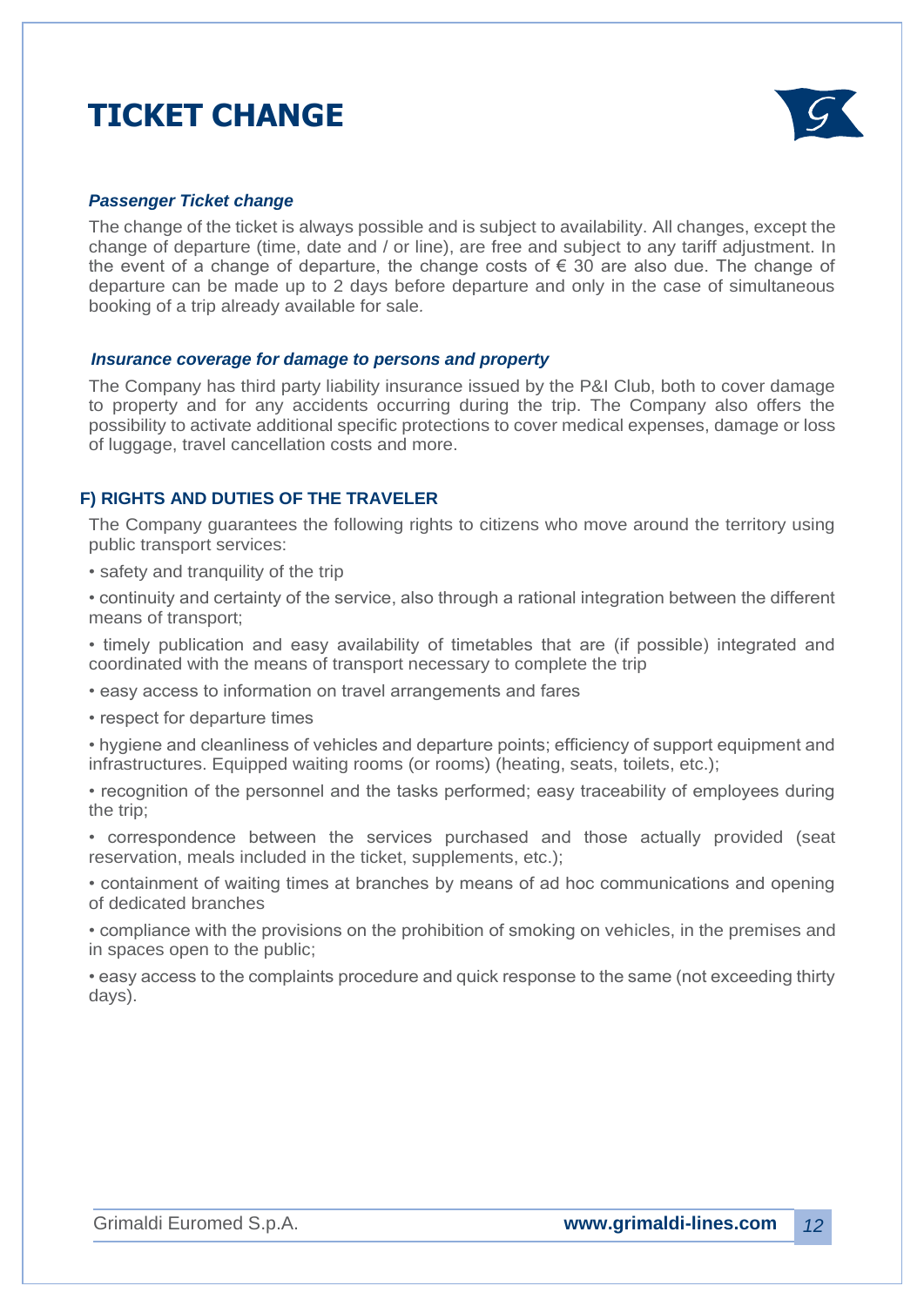# TICKET CHANGE

***Passenger Ticket change***

The change of the ticket is always possible and is subject to availability. All changes, except the change of departure (time, date and / or line), are free and subject to any tariff adjustment. In the event of a change of departure, the change costs of € 30 are also due. The change of departure can be made up to 2 days before departure and only in the case of simultaneous booking of a trip already available for sale.

***Insurance coverage for damage to persons and property***

The Company has third party liability insurance issued by the P&I Club, both to cover damage to property and for any accidents occurring during the trip. The Company also offers the possibility to activate additional specific protections to cover medical expenses, damage or loss of luggage, travel cancellation costs and more.

## F) RIGHTS AND DUTIES OF THE TRAVELER

The Company guarantees the following rights to citizens who move around the territory using public transport services:

- safety and tranquility of the trip
- continuity and certainty of the service, also through a rational integration between the different means of transport;
- timely publication and easy availability of timetables that are (if possible) integrated and coordinated with the means of transport necessary to complete the trip
- easy access to information on travel arrangements and fares
- respect for departure times
- hygiene and cleanliness of vehicles and departure points; efficiency of support equipment and infrastructures. Equipped waiting rooms (or rooms) (heating, seats, toilets, etc.);
- recognition of the personnel and the tasks performed; easy traceability of employees during the trip;
- correspondence between the services purchased and those actually provided (seat reservation, meals included in the ticket, supplements, etc.);
- containment of waiting times at branches by means of ad hoc communications and opening of dedicated branches
- compliance with the provisions on the prohibition of smoking on vehicles, in the premises and in spaces open to the public;
- easy access to the complaints procedure and quick response to the same (not exceeding thirty days).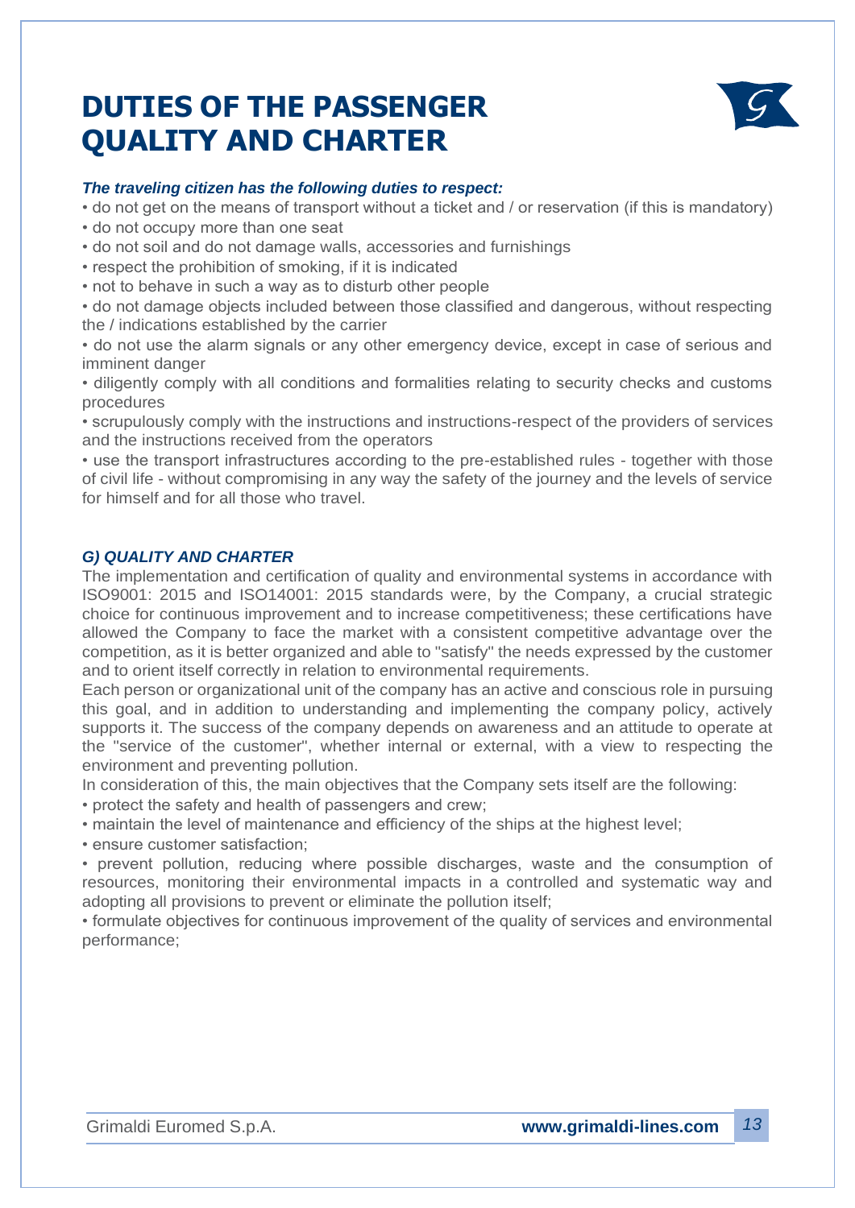# DUTIES OF THE PASSENGER QUALITY AND CHARTER

***The traveling citizen has the following duties to respect:***

- do not get on the means of transport without a ticket and / or reservation (if this is mandatory)
- do not occupy more than one seat
- do not soil and do not damage walls, accessories and furnishings
- respect the prohibition of smoking, if it is indicated
- not to behave in such a way as to disturb other people
- do not damage objects included between those classified and dangerous, without respecting the / indications established by the carrier
- do not use the alarm signals or any other emergency device, except in case of serious and imminent danger
- diligently comply with all conditions and formalities relating to security checks and customs procedures
- scrupulously comply with the instructions and instructions-respect of the providers of services and the instructions received from the operators
- use the transport infrastructures according to the pre-established rules - together with those of civil life - without compromising in any way the safety of the journey and the levels of service for himself and for all those who travel.

### *G) QUALITY AND CHARTER*

The implementation and certification of quality and environmental systems in accordance with ISO9001: 2015 and ISO14001: 2015 standards were, by the Company, a crucial strategic choice for continuous improvement and to increase competitiveness; these certifications have allowed the Company to face the market with a consistent competitive advantage over the competition, as it is better organized and able to "satisfy" the needs expressed by the customer and to orient itself correctly in relation to environmental requirements.

Each person or organizational unit of the company has an active and conscious role in pursuing this goal, and in addition to understanding and implementing the company policy, actively supports it. The success of the company depends on awareness and an attitude to operate at the "service of the customer", whether internal or external, with a view to respecting the environment and preventing pollution.

In consideration of this, the main objectives that the Company sets itself are the following:

- protect the safety and health of passengers and crew;
- maintain the level of maintenance and efficiency of the ships at the highest level;
- ensure customer satisfaction;
- prevent pollution, reducing where possible discharges, waste and the consumption of resources, monitoring their environmental impacts in a controlled and systematic way and adopting all provisions to prevent or eliminate the pollution itself;
- formulate objectives for continuous improvement of the quality of services and environmental performance;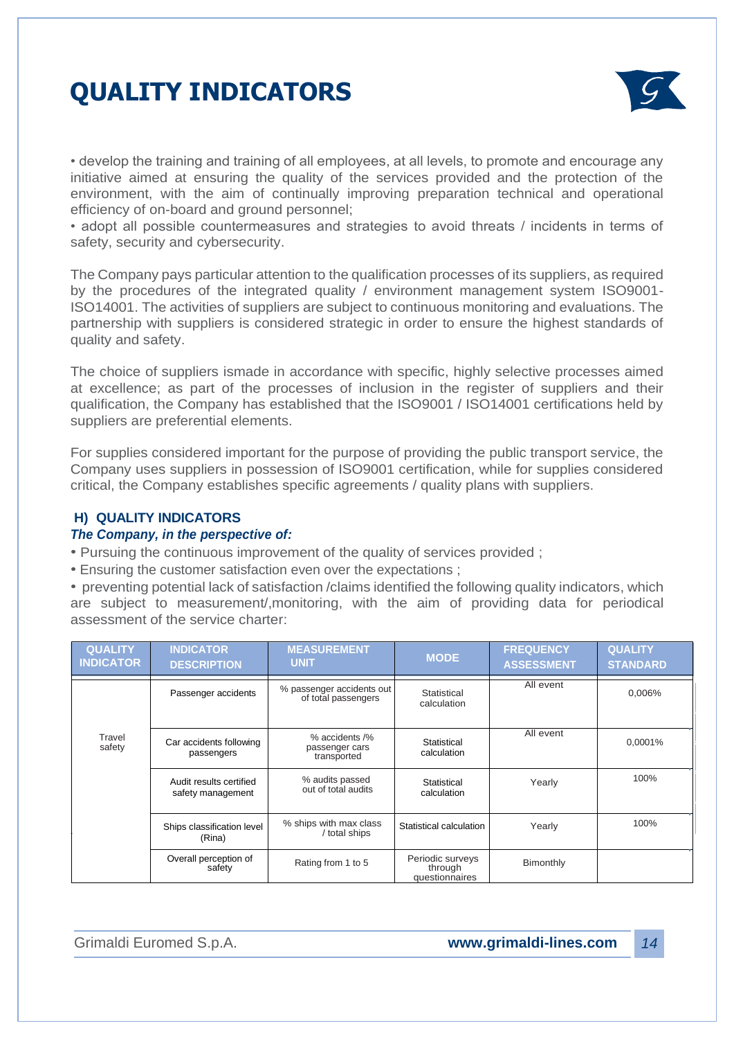# QUALITY INDICATORS

• develop the training and training of all employees, at all levels, to promote and encourage any initiative aimed at ensuring the quality of the services provided and the protection of the environment, with the aim of continually improving preparation technical and operational efficiency of on-board and ground personnel;

• adopt all possible countermeasures and strategies to avoid threats / incidents in terms of safety, security and cybersecurity.

The Company pays particular attention to the qualification processes of its suppliers, as required by the procedures of the integrated quality / environment management system ISO9001-ISO14001. The activities of suppliers are subject to continuous monitoring and evaluations. The partnership with suppliers is considered strategic in order to ensure the highest standards of quality and safety.

The choice of suppliers ismade in accordance with specific, highly selective processes aimed at excellence; as part of the processes of inclusion in the register of suppliers and their qualification, the Company has established that the ISO9001 / ISO14001 certifications held by suppliers are preferential elements.

For supplies considered important for the purpose of providing the public transport service, the Company uses suppliers in possession of ISO9001 certification, while for supplies considered critical, the Company establishes specific agreements / quality plans with suppliers.

## H) QUALITY INDICATORS

***The Company, in the perspective of:***

- Pursuing the continuous improvement of the quality of services provided ;
- Ensuring the customer satisfaction even over the expectations ;
- preventing potential lack of satisfaction /claims identified the following quality indicators, which are subject to measurement/,monitoring, with the aim of providing data for periodical assessment of the service charter:

| QUALITY INDICATOR | INDICATOR DESCRIPTION | MEASUREMENT UNIT | MODE | FREQUENCY ASSESSMENT | QUALITY STANDARD |
|---|---|---|---|---|---|
| Travel safety | Passenger accidents | % passenger accidents out of total passengers | Statistical calculation | All event | 0,006% |
| | Car accidents following passengers | % accidents /% passenger cars transported | Statistical calculation | All event | 0,0001% |
| | Audit results certified safety management | % audits passed out of total audits | Statistical calculation | Yearly | 100% |
| | Ships classification level (Rina) | % ships with max class / total ships | Statistical calculation | Yearly | 100% |
| | Overall perception of safety | Rating from 1 to 5 | Periodic surveys through questionnaires | Bimonthly | |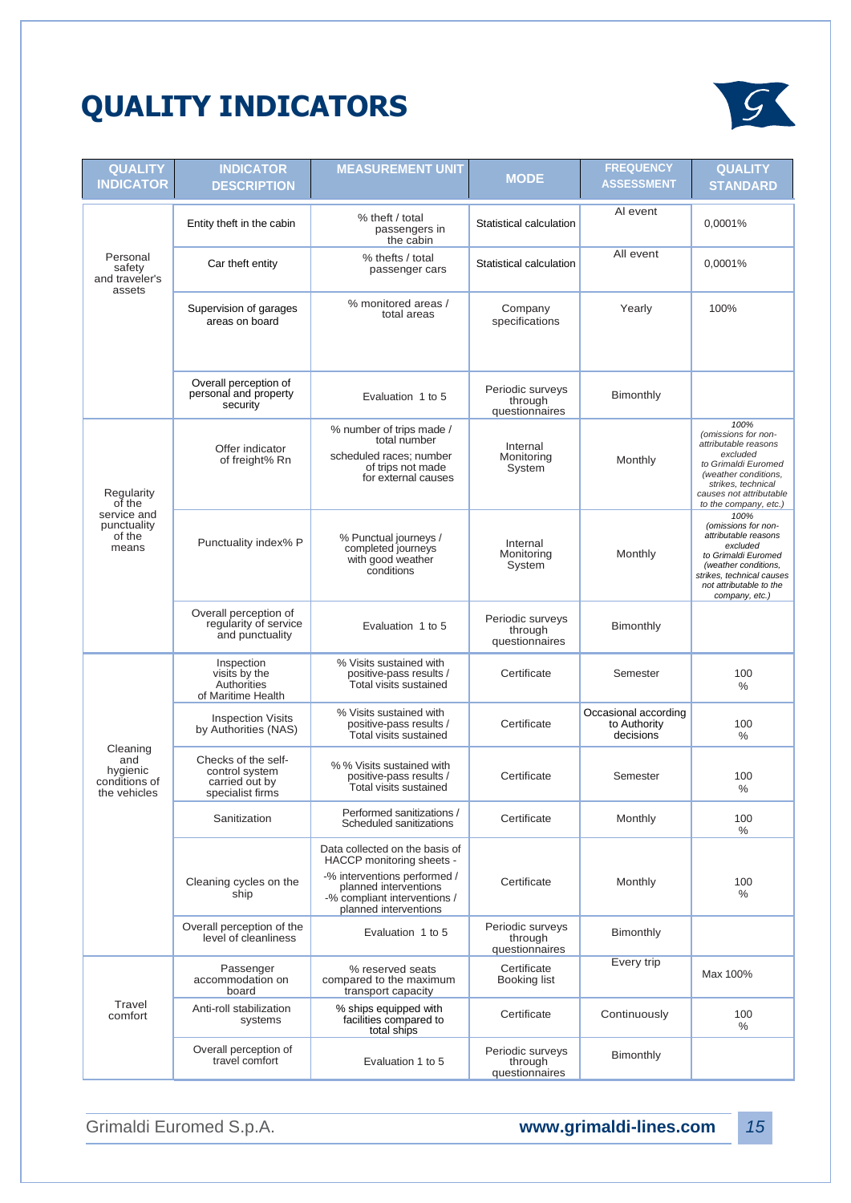# QUALITY INDICATORS

| QUALITY INDICATOR | INDICATOR DESCRIPTION | MEASUREMENT UNIT | MODE | FREQUENCY ASSESSMENT | QUALITY STANDARD |
|---|---|---|---|---|---|
| Personal safety and traveler's assets | Entity theft in the cabin | % theft / total passengers in the cabin | Statistical calculation | Al event | 0,0001% |
| | Car theft entity | % thefts / total passenger cars | Statistical calculation | All event | 0,0001% |
| | Supervision of garages areas on board | % monitored areas / total areas | Company specifications | Yearly | 100% |
| | Overall perception of personal and property security | Evaluation 1 to 5 | Periodic surveys through questionnaires | Bimonthly | |
| Regularity of the service and punctuality of the means | Offer indicator of freight% Rn | % number of trips made / total number scheduled races; number of trips not made for external causes | Internal Monitoring System | Monthly | 100% *(omissions for non-attributable reasons excluded to Grimaldi Euromed (weather conditions, strikes, technical causes not attributable to the company, etc.)* |
| | Punctuality index% P | % Punctual journeys / completed journeys with good weather conditions | Internal Monitoring System | Monthly | 100% *(omissions for non-attributable reasons excluded to Grimaldi Euromed (weather conditions, strikes, technical causes not attributable to the company, etc.)* |
| | Overall perception of regularity of service and punctuality | Evaluation 1 to 5 | Periodic surveys through questionnaires | Bimonthly | |
| Cleaning and hygienic conditions of the vehicles | Inspection visits by the Authorities of Maritime Health | % Visits sustained with positive-pass results / Total visits sustained | Certificate | Semester | 100 % |
| | Inspection Visits by Authorities (NAS) | % Visits sustained with positive-pass results / Total visits sustained | Certificate | Occasional according to Authority decisions | 100 % |
| | Checks of the self-control system carried out by specialist firms | % % Visits sustained with positive-pass results / Total visits sustained | Certificate | Semester | 100 % |
| | Sanitization | Performed sanitizations / Scheduled sanitizations | Certificate | Monthly | 100 % |
| | Cleaning cycles on the ship | Data collected on the basis of HACCP monitoring sheets - -% interventions performed / planned interventions -% compliant interventions / planned interventions | Certificate | Monthly | 100 % |
| | Overall perception of the level of cleanliness | Evaluation 1 to 5 | Periodic surveys through questionnaires | Bimonthly | |
| Travel comfort | Passenger accommodation on board | % reserved seats compared to the maximum transport capacity | Certificate Booking list | Every trip | Max 100% |
| | Anti-roll stabilization systems | % ships equipped with facilities compared to total ships | Certificate | Continuously | 100 % |
| | Overall perception of travel comfort | Evaluation 1 to 5 | Periodic surveys through questionnaires | Bimonthly | |

Grimaldi Euromed S.p.A. **www.grimaldi-lines.com**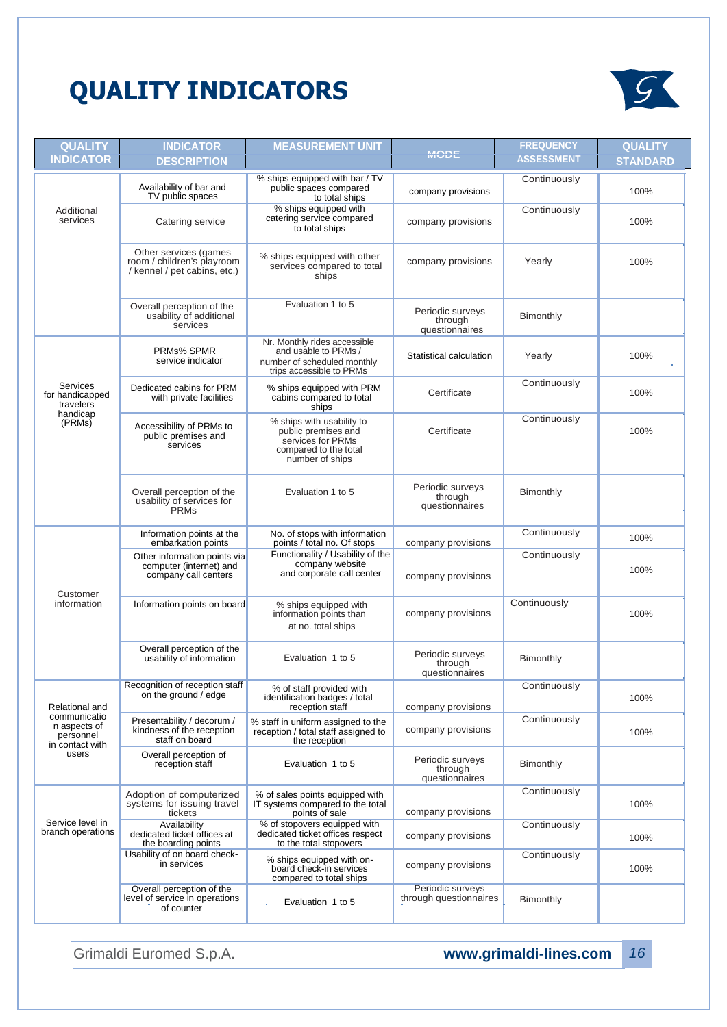# QUALITY INDICATORS

| QUALITY INDICATOR | INDICATOR DESCRIPTION | MEASUREMENT UNIT | MODE | FREQUENCY ASSESSMENT | QUALITY STANDARD |
|---|---|---|---|---|---|
| Additional services | Availability of bar and TV public spaces | % ships equipped with bar / TV public spaces compared to total ships | company provisions | Continuously | 100% |
| | Catering service | % ships equipped with catering service compared to total ships | company provisions | Continuously | 100% |
| | Other services (games room / children's playroom / kennel / pet cabins, etc.) | % ships equipped with other services compared to total ships | company provisions | Yearly | 100% |
| | Overall perception of the usability of additional services | Evaluation 1 to 5 | Periodic surveys through questionnaires | Bimonthly | |
| Services for handicapped travelers handicap (PRMs) | PRMs% SPMR service indicator | Nr. Monthly rides accessible and usable to PRMs / number of scheduled monthly trips accessible to PRMs | Statistical calculation | Yearly | 100% |
| | Dedicated cabins for PRM with private facilities | % ships equipped with PRM cabins compared to total ships | Certificate | Continuously | 100% |
| | Accessibility of PRMs to public premises and services | % ships with usability to public premises and services for PRMs compared to the total number of ships | Certificate | Continuously | 100% |
| | Overall perception of the usability of services for PRMs | Evaluation 1 to 5 | Periodic surveys through questionnaires | Bimonthly | |
| Customer information | Information points at the embarkation points | No. of stops with information points / total no. Of stops | company provisions | Continuously | 100% |
| | Other information points via computer (internet) and company call centers | Functionality / Usability of the company website and corporate call center | company provisions | Continuously | 100% |
| | Information points on board | % ships equipped with information points than at no. total ships | company provisions | Continuously | 100% |
| | Overall perception of the usability of information | Evaluation 1 to 5 | Periodic surveys through questionnaires | Bimonthly | |
| Relational and communication aspects of personnel in contact with users | Recognition of reception staff on the ground / edge | % of staff provided with identification badges / total reception staff | company provisions | Continuously | 100% |
| | Presentability / decorum / kindness of the reception staff on board | % staff in uniform assigned to the reception / total staff assigned to the reception | company provisions | Continuously | 100% |
| | Overall perception of reception staff | Evaluation 1 to 5 | Periodic surveys through questionnaires | Bimonthly | |
| Service level in branch operations | Adoption of computerized systems for issuing travel tickets | % of sales points equipped with IT systems compared to the total points of sale | company provisions | Continuously | 100% |
| | Availability dedicated ticket offices at the boarding points | % of stopovers equipped with dedicated ticket offices respect to the total stopovers | company provisions | Continuously | 100% |
| | Usability of on board check-in services | % ships equipped with on-board check-in services compared to total ships | company provisions | Continuously | 100% |
| | Overall perception of the level of service in operations of counter | Evaluation 1 to 5 | Periodic surveys through questionnaires | Bimonthly | |

Grimaldi Euromed S.p.A. www.grimaldi-lines.com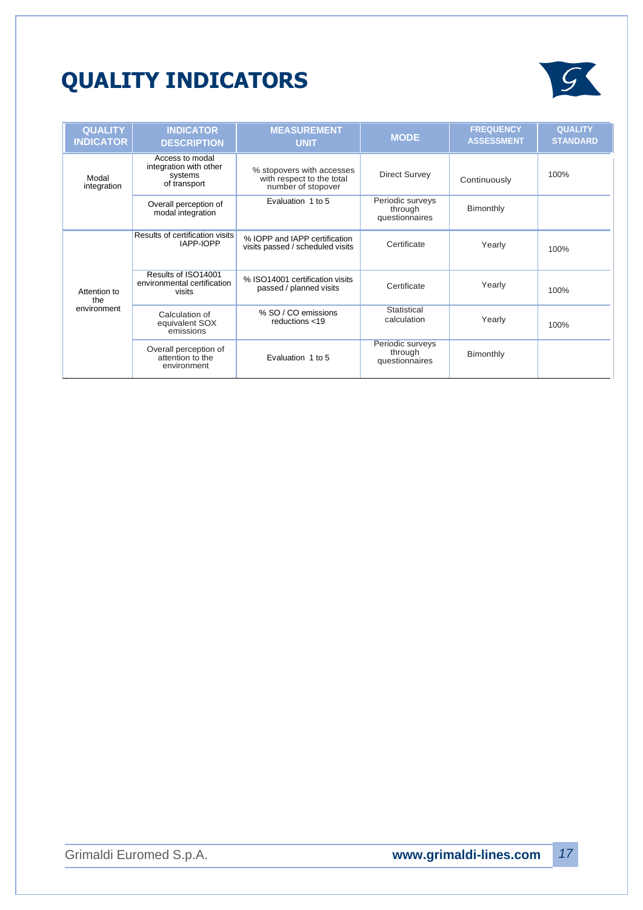# QUALITY INDICATORS

| QUALITY INDICATOR | INDICATOR DESCRIPTION | MEASUREMENT UNIT | MODE | FREQUENCY ASSESSMENT | QUALITY STANDARD |
|---|---|---|---|---|---|
| Modal integration | Access to modal integration with other systems of transport | % stopovers with accesses with respect to the total number of stopover | Direct Survey | Continuously | 100% |
| | Overall perception of modal integration | Evaluation 1 to 5 | Periodic surveys through questionnaires | Bimonthly | |
| Attention to the environment | Results of certification visits IAPP-IOPP | % IOPP and IAPP certification visits passed / scheduled visits | Certificate | Yearly | 100% |
| | Results of ISO14001 environmental certification visits | % ISO14001 certification visits passed / planned visits | Certificate | Yearly | 100% |
| | Calculation of equivalent SOX emissions | % SO / CO emissions reductions <19 | Statistical calculation | Yearly | 100% |
| | Overall perception of attention to the environment | Evaluation 1 to 5 | Periodic surveys through questionnaires | Bimonthly | |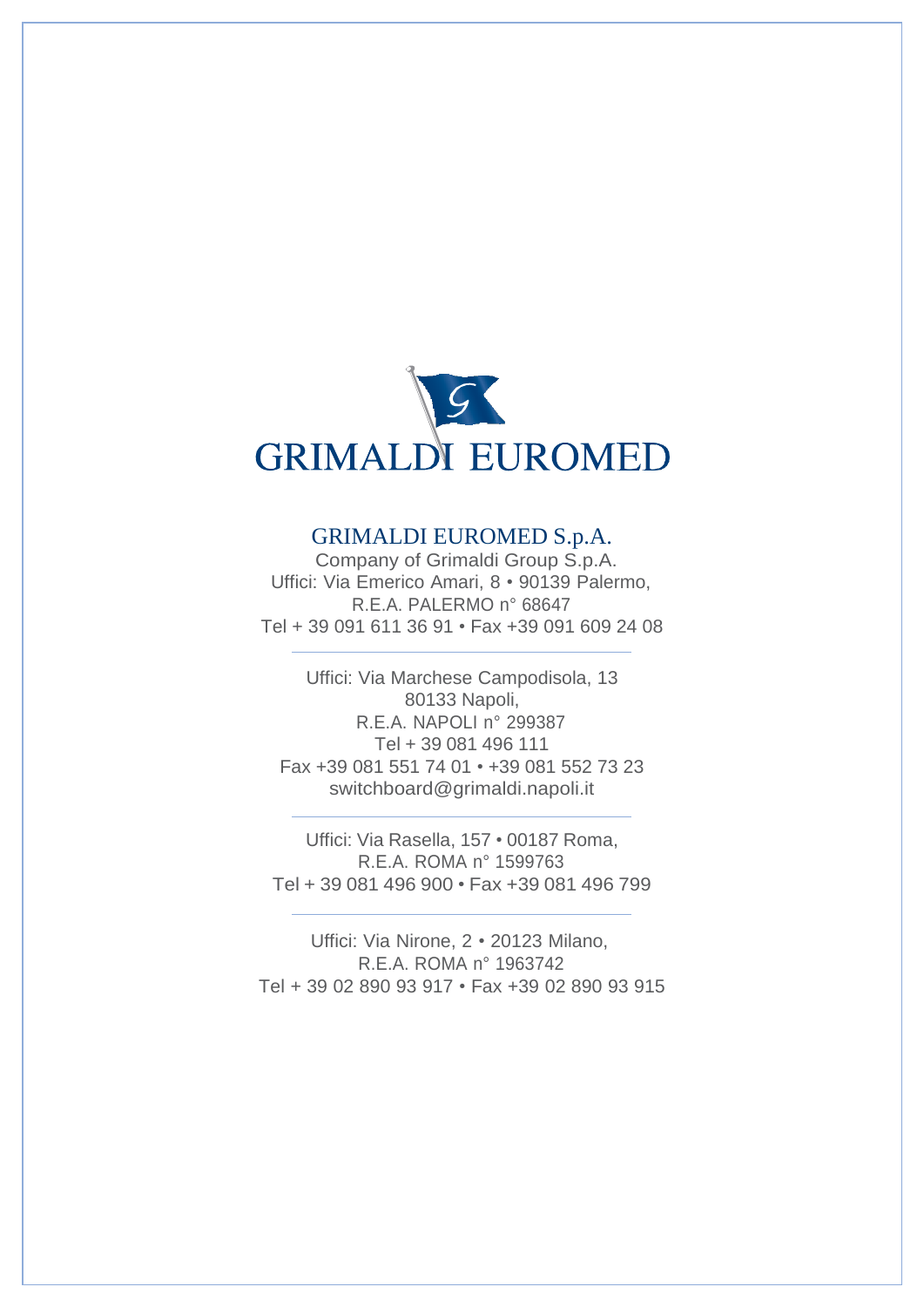GRIMALDI EUROMED

GRIMALDI EUROMED S.p.A.
Company of Grimaldi Group S.p.A.
Uffici: Via Emerico Amari, 8 • 90139 Palermo,
R.E.A. PALERMO n° 68647
Tel + 39 091 611 36 91 • Fax +39 091 609 24 08

---

Uffici: Via Marchese Campodisola, 13
80133 Napoli,
R.E.A. NAPOLI n° 299387
Tel + 39 081 496 111
Fax +39 081 551 74 01 • +39 081 552 73 23
switchboard@grimaldi.napoli.it

---

Uffici: Via Rasella, 157 • 00187 Roma,
R.E.A. ROMA n° 1599763
Tel + 39 081 496 900 • Fax +39 081 496 799

---

Uffici: Via Nirone, 2 • 20123 Milano,
R.E.A. ROMA n° 1963742
Tel + 39 02 890 93 917 • Fax +39 02 890 93 915